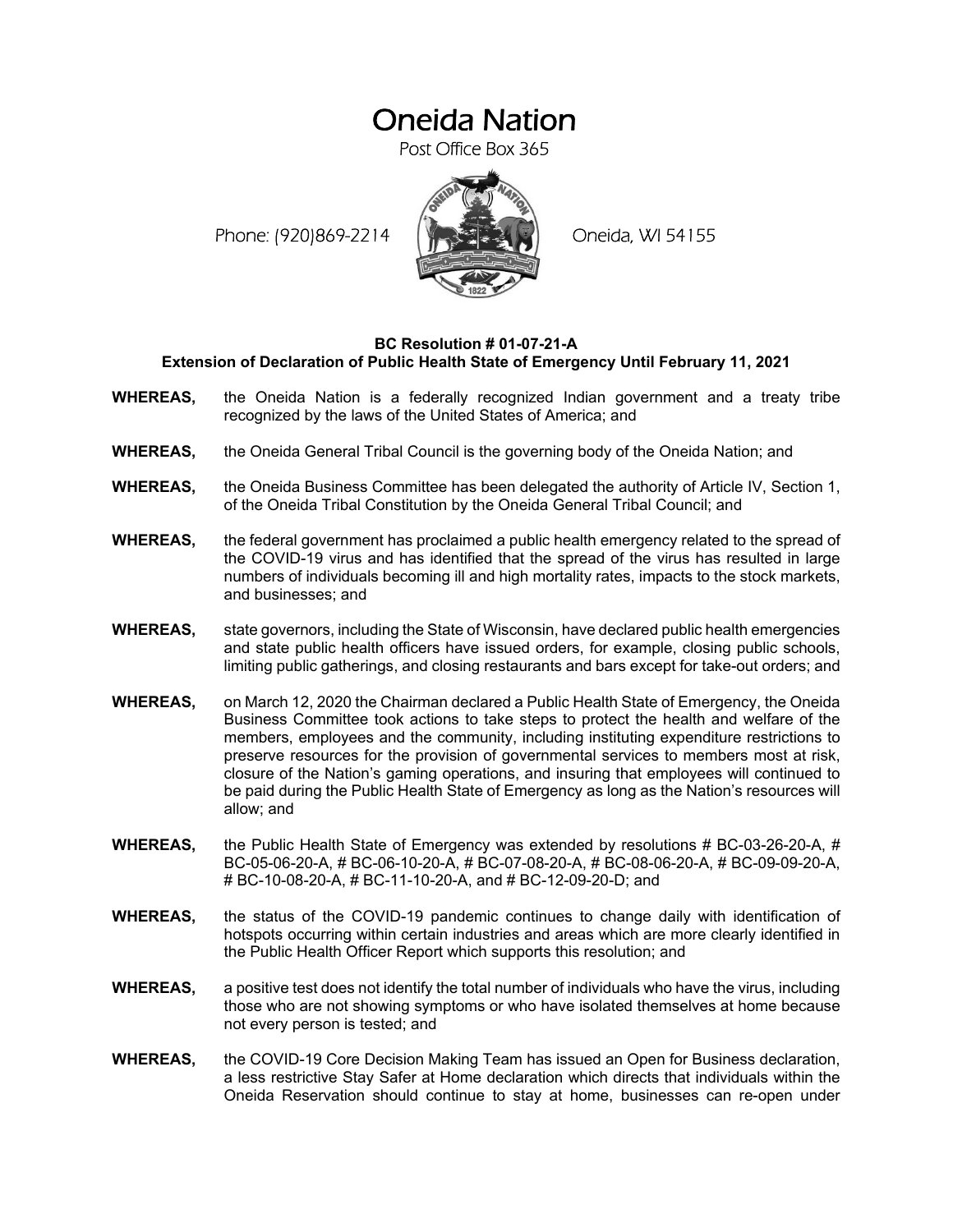# Oneida Nation

Post Office Box 365

Phone: (920)869-2214 Oneida, WI 54155

**BC Resolution # 01-07-21-A**
**Extension of Declaration of Public Health State of Emergency Until February 11, 2021**

**WHEREAS,** the Oneida Nation is a federally recognized Indian government and a treaty tribe recognized by the laws of the United States of America; and

**WHEREAS,** the Oneida General Tribal Council is the governing body of the Oneida Nation; and

**WHEREAS,** the Oneida Business Committee has been delegated the authority of Article IV, Section 1, of the Oneida Tribal Constitution by the Oneida General Tribal Council; and

**WHEREAS,** the federal government has proclaimed a public health emergency related to the spread of the COVID-19 virus and has identified that the spread of the virus has resulted in large numbers of individuals becoming ill and high mortality rates, impacts to the stock markets, and businesses; and

**WHEREAS,** state governors, including the State of Wisconsin, have declared public health emergencies and state public health officers have issued orders, for example, closing public schools, limiting public gatherings, and closing restaurants and bars except for take-out orders; and

**WHEREAS,** on March 12, 2020 the Chairman declared a Public Health State of Emergency, the Oneida Business Committee took actions to take steps to protect the health and welfare of the members, employees and the community, including instituting expenditure restrictions to preserve resources for the provision of governmental services to members most at risk, closure of the Nation's gaming operations, and insuring that employees will continued to be paid during the Public Health State of Emergency as long as the Nation's resources will allow; and

**WHEREAS,** the Public Health State of Emergency was extended by resolutions # BC-03-26-20-A, # BC-05-06-20-A, # BC-06-10-20-A, # BC-07-08-20-A, # BC-08-06-20-A, # BC-09-09-20-A, # BC-10-08-20-A, # BC-11-10-20-A, and # BC-12-09-20-D; and

**WHEREAS,** the status of the COVID-19 pandemic continues to change daily with identification of hotspots occurring within certain industries and areas which are more clearly identified in the Public Health Officer Report which supports this resolution; and

**WHEREAS,** a positive test does not identify the total number of individuals who have the virus, including those who are not showing symptoms or who have isolated themselves at home because not every person is tested; and

**WHEREAS,** the COVID-19 Core Decision Making Team has issued an Open for Business declaration, a less restrictive Stay Safer at Home declaration which directs that individuals within the Oneida Reservation should continue to stay at home, businesses can re-open under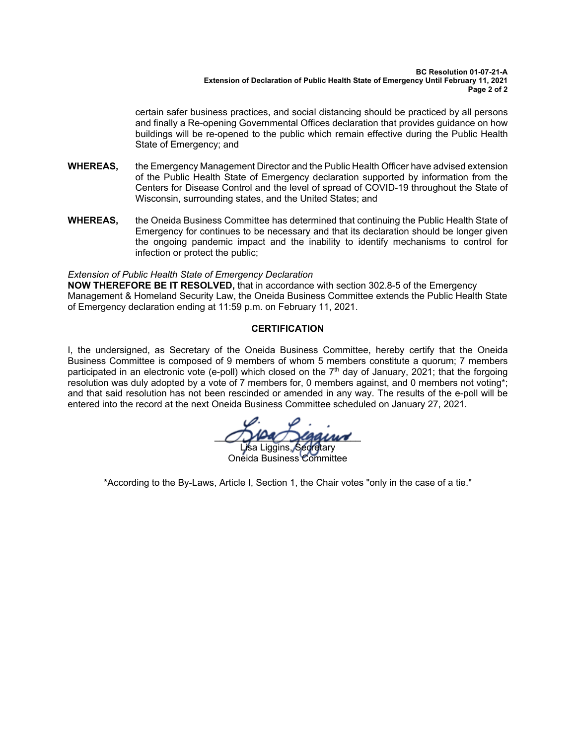certain safer business practices, and social distancing should be practiced by all persons and finally a Re-opening Governmental Offices declaration that provides guidance on how buildings will be re-opened to the public which remain effective during the Public Health State of Emergency; and

**WHEREAS,** the Emergency Management Director and the Public Health Officer have advised extension of the Public Health State of Emergency declaration supported by information from the Centers for Disease Control and the level of spread of COVID-19 throughout the State of Wisconsin, surrounding states, and the United States; and

**WHEREAS,** the Oneida Business Committee has determined that continuing the Public Health State of Emergency for continues to be necessary and that its declaration should be longer given the ongoing pandemic impact and the inability to identify mechanisms to control for infection or protect the public;

*Extension of Public Health State of Emergency Declaration*

**NOW THEREFORE BE IT RESOLVED,** that in accordance with section 302.8-5 of the Emergency Management & Homeland Security Law, the Oneida Business Committee extends the Public Health State of Emergency declaration ending at 11:59 p.m. on February 11, 2021.

## CERTIFICATION

I, the undersigned, as Secretary of the Oneida Business Committee, hereby certify that the Oneida Business Committee is composed of 9 members of whom 5 members constitute a quorum; 7 members participated in an electronic vote (e-poll) which closed on the 7th day of January, 2021; that the forgoing resolution was duly adopted by a vote of 7 members for, 0 members against, and 0 members not voting*; and that said resolution has not been rescinded or amended in any way. The results of the e-poll will be entered into the record at the next Oneida Business Committee scheduled on January 27, 2021.

Lisa Liggins, Secretary
Oneida Business Committee

*According to the By-Laws, Article I, Section 1, the Chair votes "only in the case of a tie."